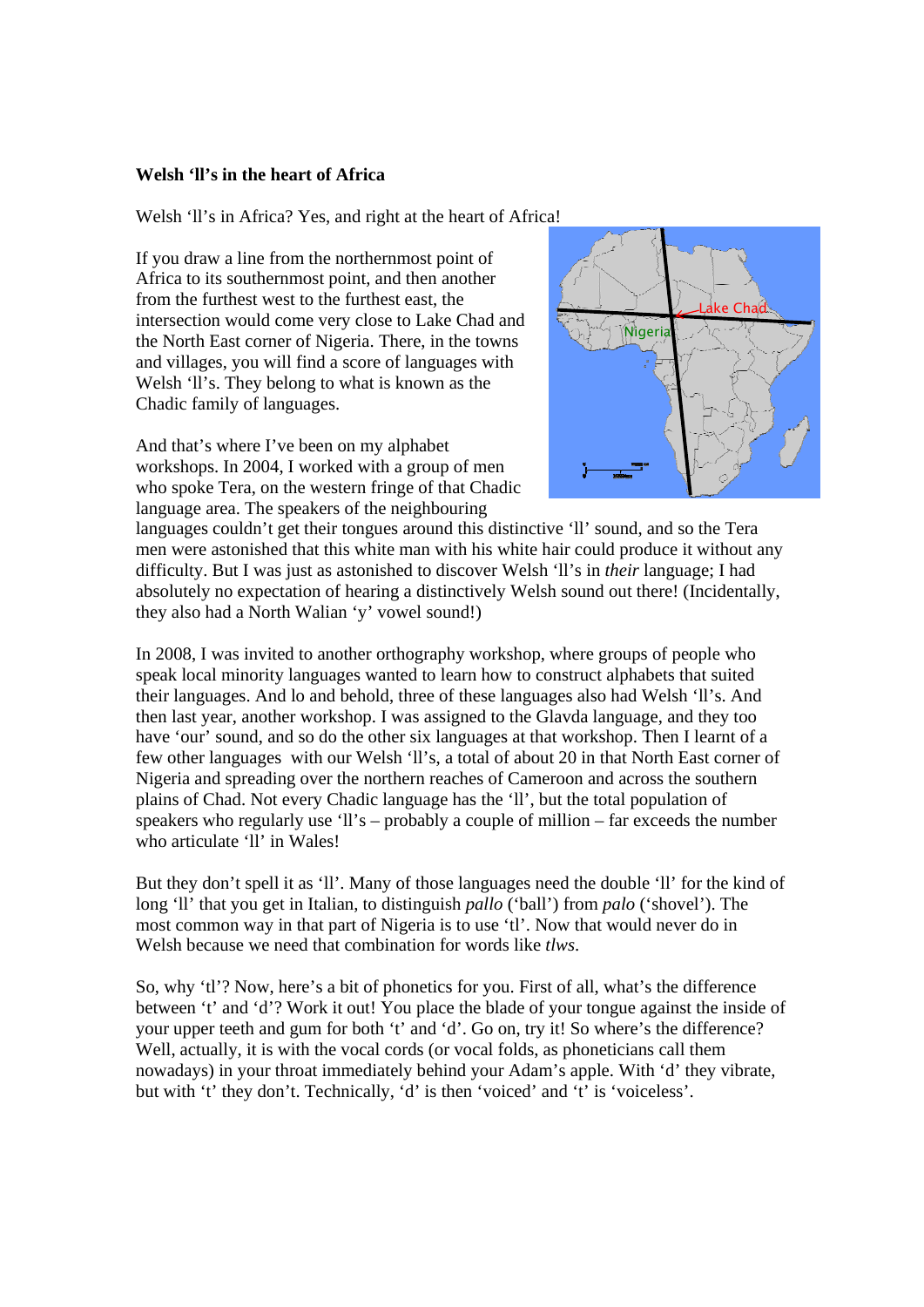**Welsh 'll's in the heart of Africa**

Welsh 'll's in Africa? Yes, and right at the heart of Africa!

If you draw a line from the northernmost point of Africa to its southernmost point, and then another from the furthest west to the furthest east, the intersection would come very close to Lake Chad and the North East corner of Nigeria. There, in the towns and villages, you will find a score of languages with Welsh 'll's. They belong to what is known as the Chadic family of languages.

And that's where I've been on my alphabet workshops. In 2004, I worked with a group of men who spoke Tera, on the western fringe of that Chadic language area. The speakers of the neighbouring languages couldn't get their tongues around this distinctive 'll' sound, and so the Tera men were astonished that this white man with his white hair could produce it without any difficulty. But I was just as astonished to discover Welsh 'll's in *their* language; I had absolutely no expectation of hearing a distinctively Welsh sound out there! (Incidentally, they also had a North Walian 'y' vowel sound!)

In 2008, I was invited to another orthography workshop, where groups of people who speak local minority languages wanted to learn how to construct alphabets that suited their languages. And lo and behold, three of these languages also had Welsh 'll's. And then last year, another workshop. I was assigned to the Glavda language, and they too have 'our' sound, and so do the other six languages at that workshop. Then I learnt of a few other languages with our Welsh 'll's, a total of about 20 in that North East corner of Nigeria and spreading over the northern reaches of Cameroon and across the southern plains of Chad. Not every Chadic language has the 'll', but the total population of speakers who regularly use 'll's – probably a couple of million – far exceeds the number who articulate 'll' in Wales!

But they don't spell it as 'll'. Many of those languages need the double 'll' for the kind of long 'll' that you get in Italian, to distinguish *pallo* ('ball') from *palo* ('shovel'). The most common way in that part of Nigeria is to use 'tl'. Now that would never do in Welsh because we need that combination for words like *tlws*.

So, why 'tl'? Now, here's a bit of phonetics for you. First of all, what's the difference between 't' and 'd'? Work it out! You place the blade of your tongue against the inside of your upper teeth and gum for both 't' and 'd'. Go on, try it! So where's the difference? Well, actually, it is with the vocal cords (or vocal folds, as phoneticians call them nowadays) in your throat immediately behind your Adam's apple. With 'd' they vibrate, but with 't' they don't. Technically, 'd' is then 'voiced' and 't' is 'voiceless'.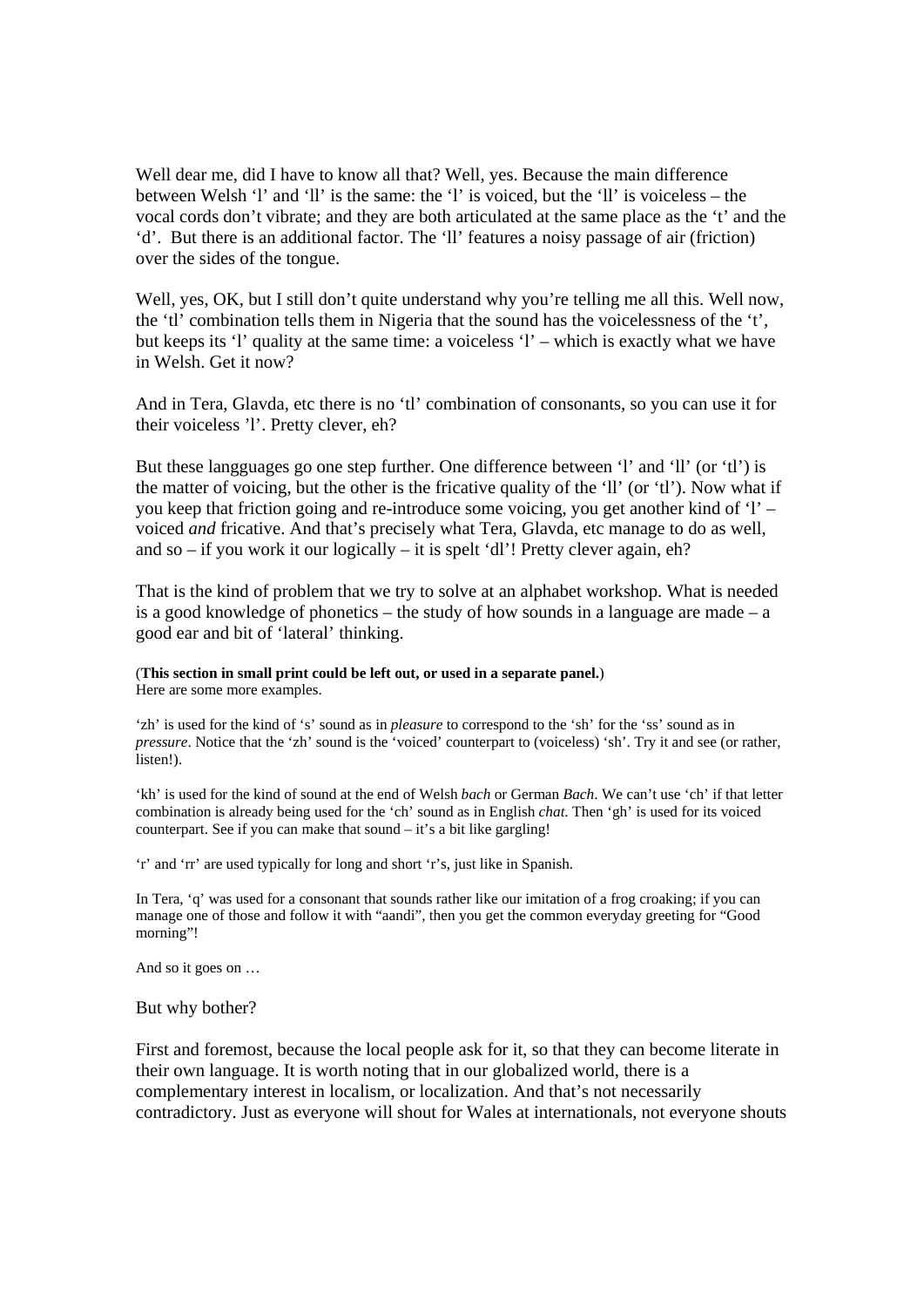Well dear me, did I have to know all that? Well, yes. Because the main difference between Welsh 'l' and 'll' is the same: the 'l' is voiced, but the 'll' is voiceless – the vocal cords don't vibrate; and they are both articulated at the same place as the 't' and the 'd'. But there is an additional factor. The 'll' features a noisy passage of air (friction) over the sides of the tongue.

Well, yes, OK, but I still don't quite understand why you're telling me all this. Well now, the 'tl' combination tells them in Nigeria that the sound has the voicelessness of the 't', but keeps its 'l' quality at the same time: a voiceless 'l' – which is exactly what we have in Welsh. Get it now?

And in Tera, Glavda, etc there is no 'tl' combination of consonants, so you can use it for their voiceless 'l'. Pretty clever, eh?

But these langguages go one step further. One difference between 'l' and 'll' (or 'tl') is the matter of voicing, but the other is the fricative quality of the 'll' (or 'tl'). Now what if you keep that friction going and re-introduce some voicing, you get another kind of 'l' – voiced *and* fricative. And that's precisely what Tera, Glavda, etc manage to do as well, and so – if you work it our logically – it is spelt 'dl'! Pretty clever again, eh?

That is the kind of problem that we try to solve at an alphabet workshop. What is needed is a good knowledge of phonetics – the study of how sounds in a language are made – a good ear and bit of 'lateral' thinking.

(**This section in small print could be left out, or used in a separate panel.**)
Here are some more examples.

'zh' is used for the kind of 's' sound as in *pleasure* to correspond to the 'sh' for the 'ss' sound as in *pressure*. Notice that the 'zh' sound is the 'voiced' counterpart to (voiceless) 'sh'. Try it and see (or rather, listen!).

'kh' is used for the kind of sound at the end of Welsh *bach* or German *Bach*. We can't use 'ch' if that letter combination is already being used for the 'ch' sound as in English *chat.* Then 'gh' is used for its voiced counterpart. See if you can make that sound – it's a bit like gargling!

'r' and 'rr' are used typically for long and short 'r's, just like in Spanish.

In Tera, 'q' was used for a consonant that sounds rather like our imitation of a frog croaking; if you can manage one of those and follow it with "aandi", then you get the common everyday greeting for "Good morning"!

And so it goes on …

But why bother?

First and foremost, because the local people ask for it, so that they can become literate in their own language. It is worth noting that in our globalized world, there is a complementary interest in localism, or localization. And that's not necessarily contradictory. Just as everyone will shout for Wales at internationals, not everyone shouts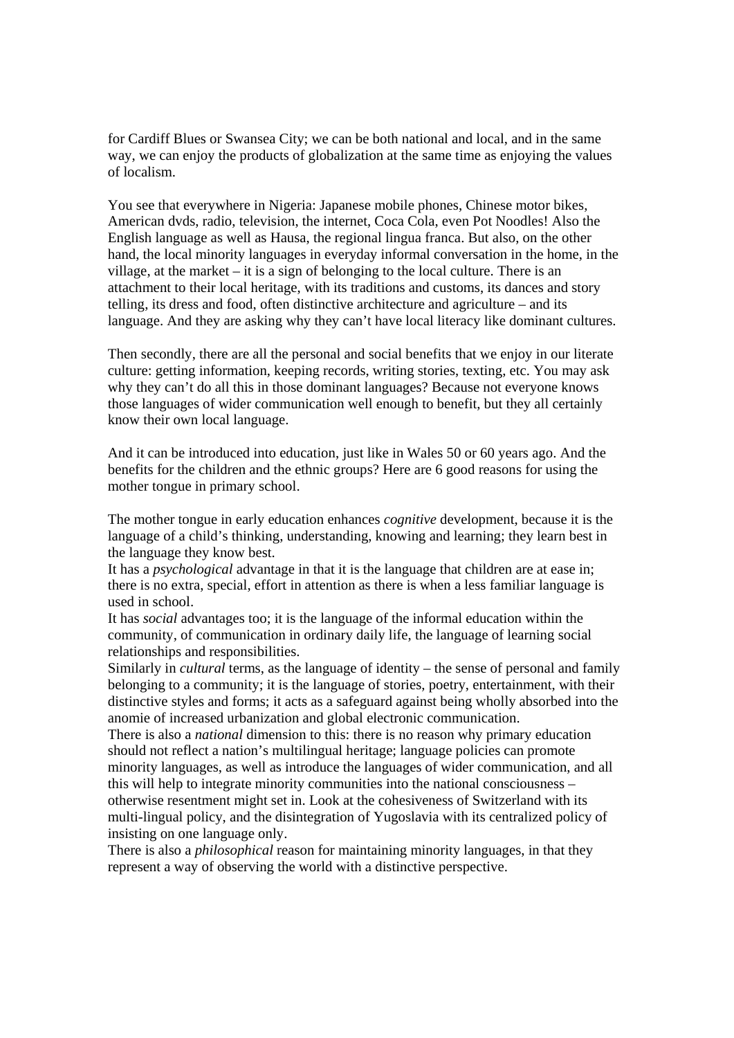for Cardiff Blues or Swansea City; we can be both national and local, and in the same way, we can enjoy the products of globalization at the same time as enjoying the values of localism.

You see that everywhere in Nigeria: Japanese mobile phones, Chinese motor bikes, American dvds, radio, television, the internet, Coca Cola, even Pot Noodles! Also the English language as well as Hausa, the regional lingua franca. But also, on the other hand, the local minority languages in everyday informal conversation in the home, in the village, at the market – it is a sign of belonging to the local culture. There is an attachment to their local heritage, with its traditions and customs, its dances and story telling, its dress and food, often distinctive architecture and agriculture – and its language. And they are asking why they can't have local literacy like dominant cultures.

Then secondly, there are all the personal and social benefits that we enjoy in our literate culture: getting information, keeping records, writing stories, texting, etc. You may ask why they can't do all this in those dominant languages? Because not everyone knows those languages of wider communication well enough to benefit, but they all certainly know their own local language.

And it can be introduced into education, just like in Wales 50 or 60 years ago. And the benefits for the children and the ethnic groups? Here are 6 good reasons for using the mother tongue in primary school.

The mother tongue in early education enhances *cognitive* development, because it is the language of a child's thinking, understanding, knowing and learning; they learn best in the language they know best.
It has a *psychological* advantage in that it is the language that children are at ease in; there is no extra, special, effort in attention as there is when a less familiar language is used in school.
It has *social* advantages too; it is the language of the informal education within the community, of communication in ordinary daily life, the language of learning social relationships and responsibilities.
Similarly in *cultural* terms, as the language of identity – the sense of personal and family belonging to a community; it is the language of stories, poetry, entertainment, with their distinctive styles and forms; it acts as a safeguard against being wholly absorbed into the anomie of increased urbanization and global electronic communication.
There is also a *national* dimension to this: there is no reason why primary education should not reflect a nation's multilingual heritage; language policies can promote minority languages, as well as introduce the languages of wider communication, and all this will help to integrate minority communities into the national consciousness – otherwise resentment might set in. Look at the cohesiveness of Switzerland with its multi-lingual policy, and the disintegration of Yugoslavia with its centralized policy of insisting on one language only.
There is also a *philosophical* reason for maintaining minority languages, in that they represent a way of observing the world with a distinctive perspective.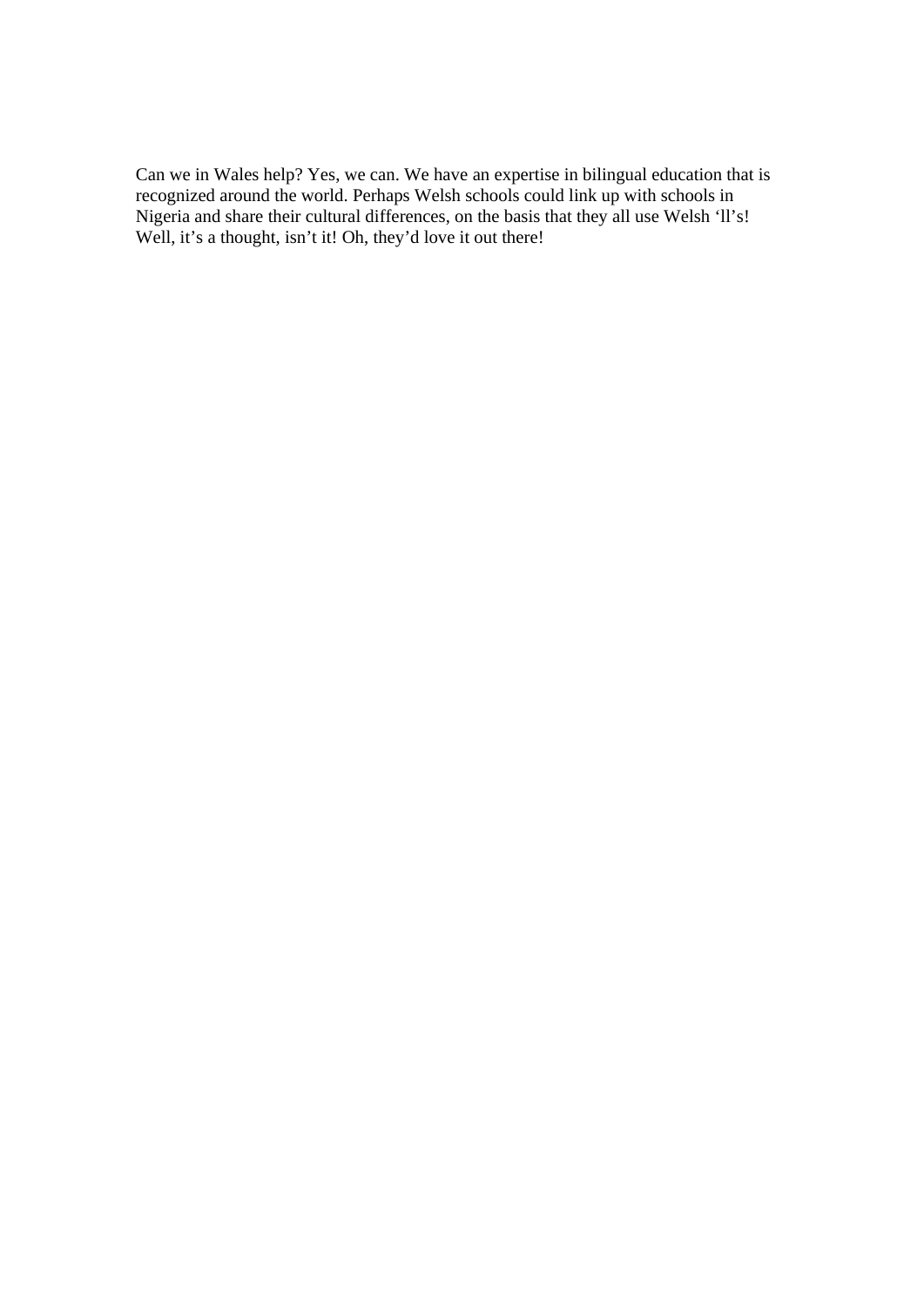Can we in Wales help? Yes, we can. We have an expertise in bilingual education that is recognized around the world. Perhaps Welsh schools could link up with schools in Nigeria and share their cultural differences, on the basis that they all use Welsh 'll's! Well, it's a thought, isn't it! Oh, they'd love it out there!